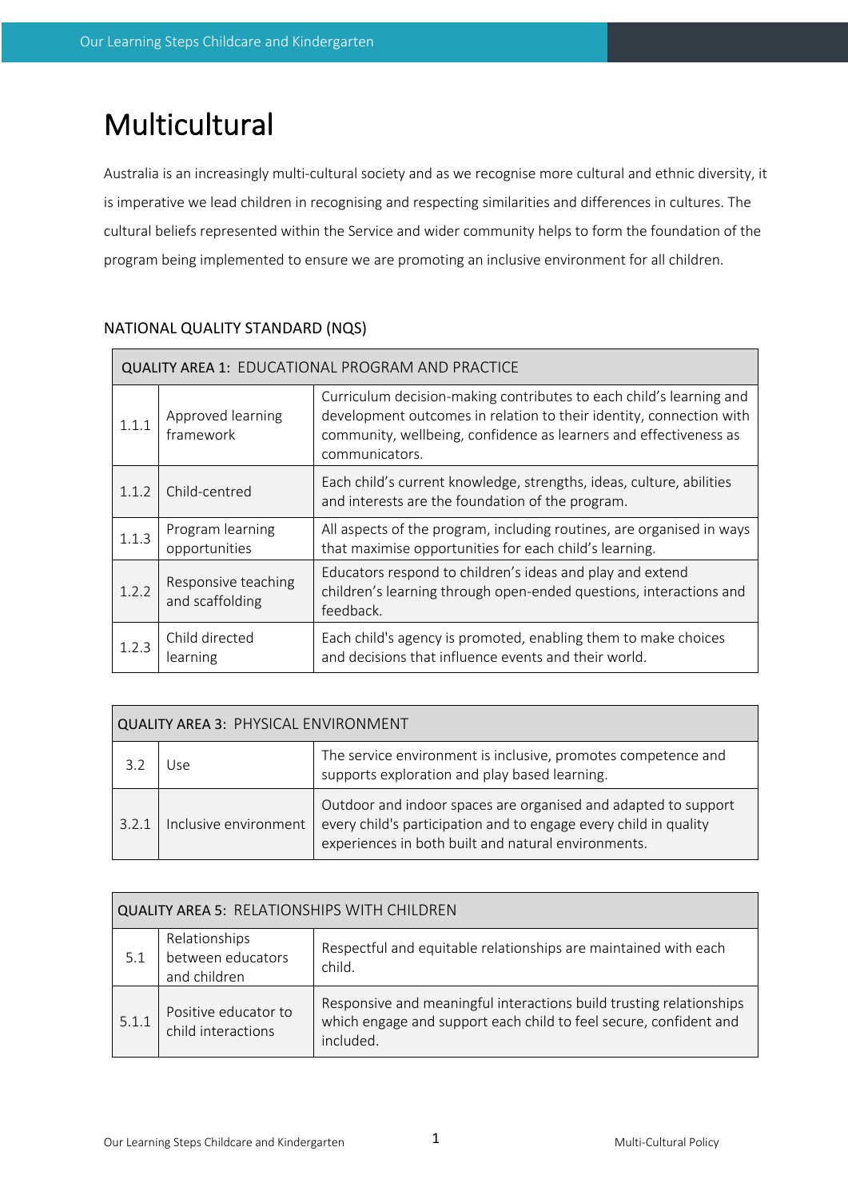# Multicultural

Australia is an increasingly multi-cultural society and as we recognise more cultural and ethnic diversity, it is imperative we lead children in recognising and respecting similarities and differences in cultures. The cultural beliefs represented within the Service and wider community helps to form the foundation of the program being implemented to ensure we are promoting an inclusive environment for all children.

## NATIONAL QUALITY STANDARD (NQS)

| QUALITY AREA 1: EDUCATIONAL PROGRAM AND PRACTICE | | |
|---|---|---|
| 1.1.1 | Approved learning framework | Curriculum decision-making contributes to each child's learning and development outcomes in relation to their identity, connection with community, wellbeing, confidence as learners and effectiveness as communicators. |
| 1.1.2 | Child-centred | Each child's current knowledge, strengths, ideas, culture, abilities and interests are the foundation of the program. |
| 1.1.3 | Program learning opportunities | All aspects of the program, including routines, are organised in ways that maximise opportunities for each child's learning. |
| 1.2.2 | Responsive teaching and scaffolding | Educators respond to children's ideas and play and extend children's learning through open-ended questions, interactions and feedback. |
| 1.2.3 | Child directed learning | Each child's agency is promoted, enabling them to make choices and decisions that influence events and their world. |

| QUALITY AREA 3: PHYSICAL ENVIRONMENT | | |
|---|---|---|
| 3.2 | Use | The service environment is inclusive, promotes competence and supports exploration and play based learning. |
| 3.2.1 | Inclusive environment | Outdoor and indoor spaces are organised and adapted to support every child's participation and to engage every child in quality experiences in both built and natural environments. |

| QUALITY AREA 5: RELATIONSHIPS WITH CHILDREN | | |
|---|---|---|
| 5.1 | Relationships between educators and children | Respectful and equitable relationships are maintained with each child. |
| 5.1.1 | Positive educator to child interactions | Responsive and meaningful interactions build trusting relationships which engage and support each child to feel secure, confident and included. |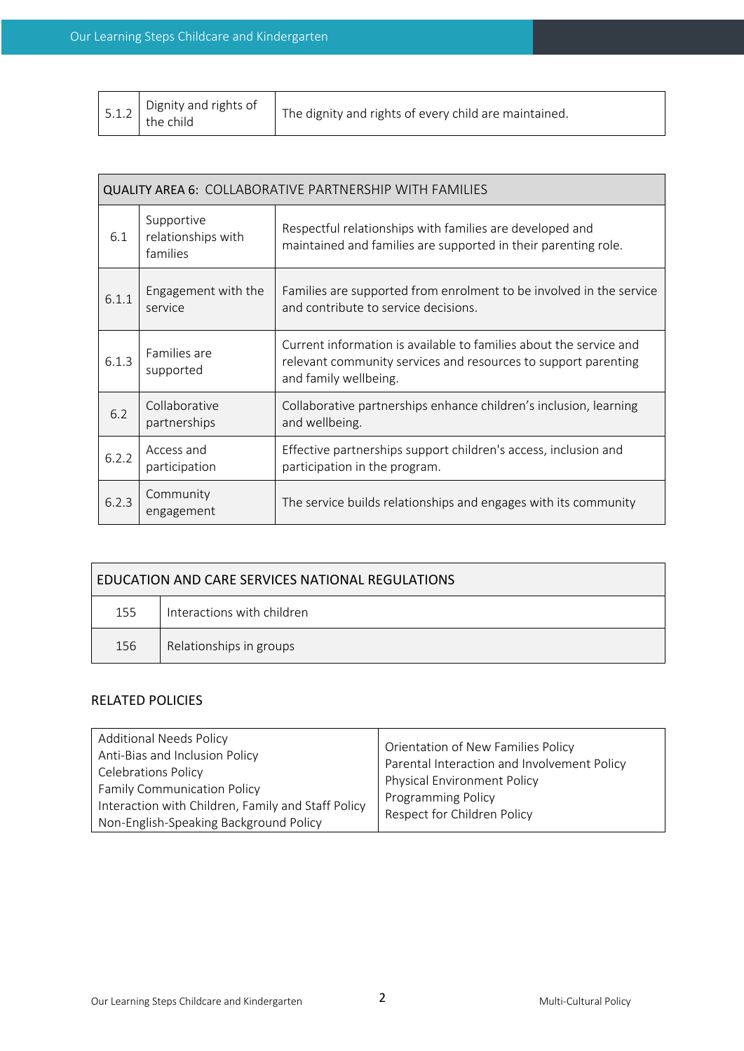| 5.1.2 | Dignity and rights of the child | The dignity and rights of every child are maintained. |
|---|---|---|

| QUALITY AREA 6: COLLABORATIVE PARTNERSHIP WITH FAMILIES | | |
|---|---|---|
| 6.1 | Supportive relationships with families | Respectful relationships with families are developed and maintained and families are supported in their parenting role. |
| 6.1.1 | Engagement with the service | Families are supported from enrolment to be involved in the service and contribute to service decisions. |
| 6.1.3 | Families are supported | Current information is available to families about the service and relevant community services and resources to support parenting and family wellbeing. |
| 6.2 | Collaborative partnerships | Collaborative partnerships enhance children's inclusion, learning and wellbeing. |
| 6.2.2 | Access and participation | Effective partnerships support children's access, inclusion and participation in the program. |
| 6.2.3 | Community engagement | The service builds relationships and engages with its community |

| EDUCATION AND CARE SERVICES NATIONAL REGULATIONS | |
|---|---|
| 155 | Interactions with children |
| 156 | Relationships in groups |

## RELATED POLICIES

| | |
|---|---|
| Additional Needs Policy<br>Anti-Bias and Inclusion Policy<br>Celebrations Policy<br>Family Communication Policy<br>Interaction with Children, Family and Staff Policy<br>Non-English-Speaking Background Policy | Orientation of New Families Policy<br>Parental Interaction and Involvement Policy<br>Physical Environment Policy<br>Programming Policy<br>Respect for Children Policy |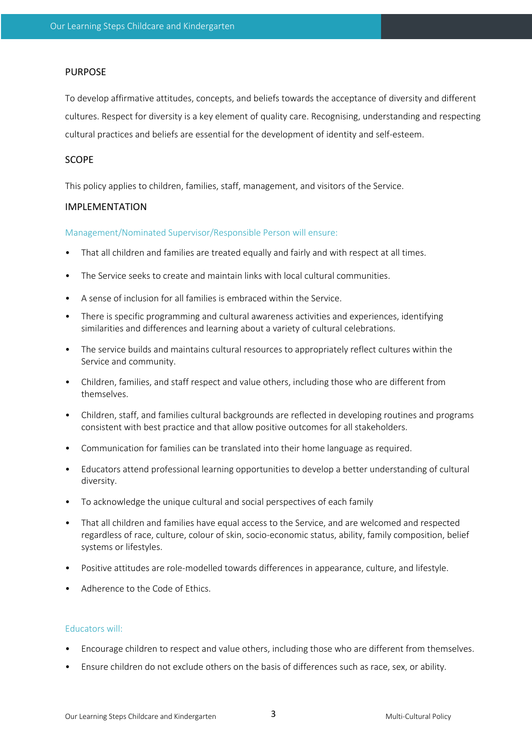## PURPOSE

To develop affirmative attitudes, concepts, and beliefs towards the acceptance of diversity and different cultures. Respect for diversity is a key element of quality care. Recognising, understanding and respecting cultural practices and beliefs are essential for the development of identity and self-esteem.

## SCOPE

This policy applies to children, families, staff, management, and visitors of the Service.

## IMPLEMENTATION

### Management/Nominated Supervisor/Responsible Person will ensure:

- That all children and families are treated equally and fairly and with respect at all times.
- The Service seeks to create and maintain links with local cultural communities.
- A sense of inclusion for all families is embraced within the Service.
- There is specific programming and cultural awareness activities and experiences, identifying similarities and differences and learning about a variety of cultural celebrations.
- The service builds and maintains cultural resources to appropriately reflect cultures within the Service and community.
- Children, families, and staff respect and value others, including those who are different from themselves.
- Children, staff, and families cultural backgrounds are reflected in developing routines and programs consistent with best practice and that allow positive outcomes for all stakeholders.
- Communication for families can be translated into their home language as required.
- Educators attend professional learning opportunities to develop a better understanding of cultural diversity.
- To acknowledge the unique cultural and social perspectives of each family
- That all children and families have equal access to the Service, and are welcomed and respected regardless of race, culture, colour of skin, socio-economic status, ability, family composition, belief systems or lifestyles.
- Positive attitudes are role-modelled towards differences in appearance, culture, and lifestyle.
- Adherence to the Code of Ethics.

### Educators will:

- Encourage children to respect and value others, including those who are different from themselves.
- Ensure children do not exclude others on the basis of differences such as race, sex, or ability.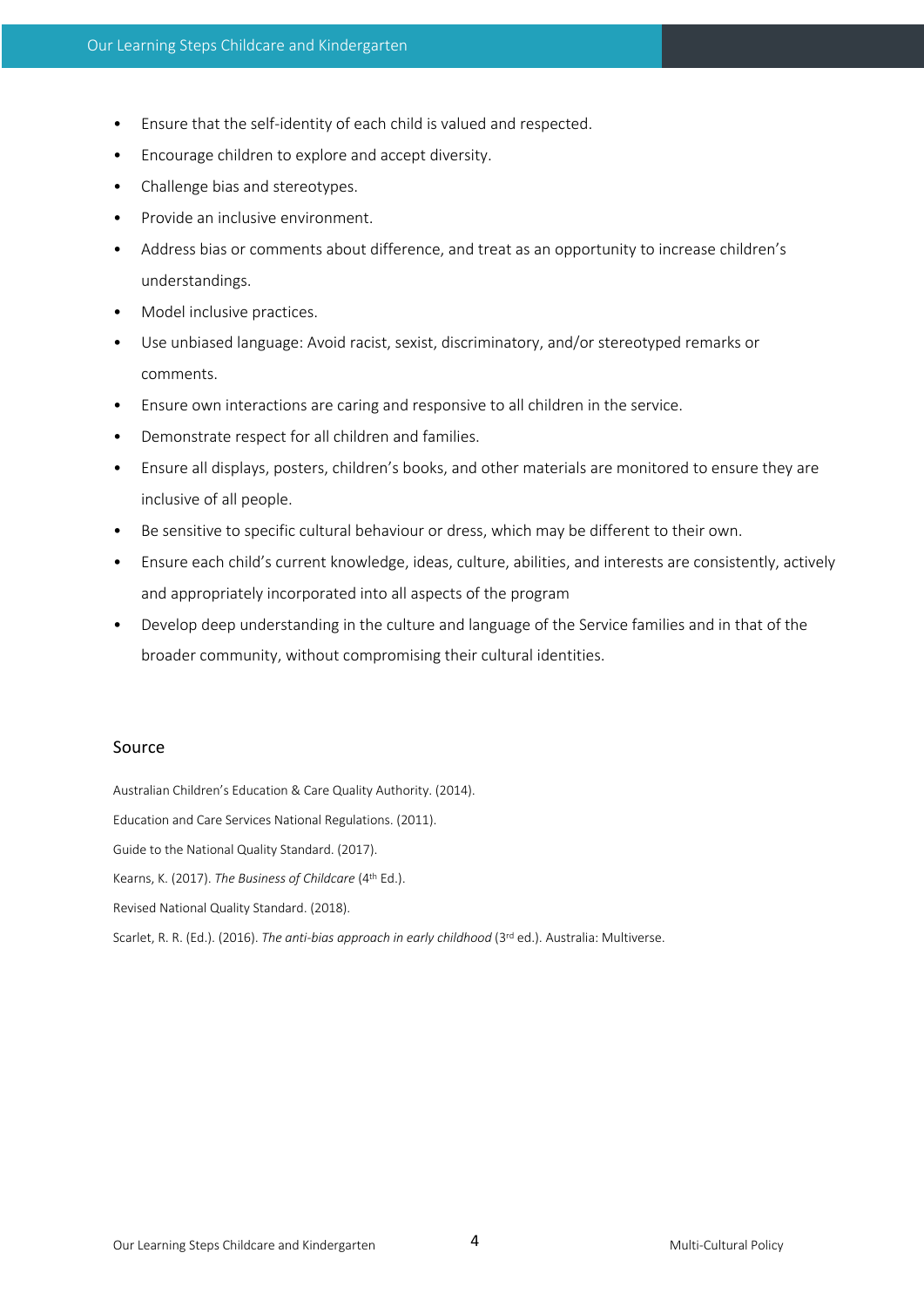- Ensure that the self-identity of each child is valued and respected.
- Encourage children to explore and accept diversity.
- Challenge bias and stereotypes.
- Provide an inclusive environment.
- Address bias or comments about difference, and treat as an opportunity to increase children's understandings.
- Model inclusive practices.
- Use unbiased language: Avoid racist, sexist, discriminatory, and/or stereotyped remarks or comments.
- Ensure own interactions are caring and responsive to all children in the service.
- Demonstrate respect for all children and families.
- Ensure all displays, posters, children's books, and other materials are monitored to ensure they are inclusive of all people.
- Be sensitive to specific cultural behaviour or dress, which may be different to their own.
- Ensure each child's current knowledge, ideas, culture, abilities, and interests are consistently, actively and appropriately incorporated into all aspects of the program
- Develop deep understanding in the culture and language of the Service families and in that of the broader community, without compromising their cultural identities.

## Source

Australian Children's Education & Care Quality Authority. (2014).

Education and Care Services National Regulations. (2011).

Guide to the National Quality Standard. (2017).

Kearns, K. (2017). *The Business of Childcare* (4th Ed.).

Revised National Quality Standard. (2018).

Scarlet, R. R. (Ed.). (2016). *The anti-bias approach in early childhood* (3rd ed.). Australia: Multiverse.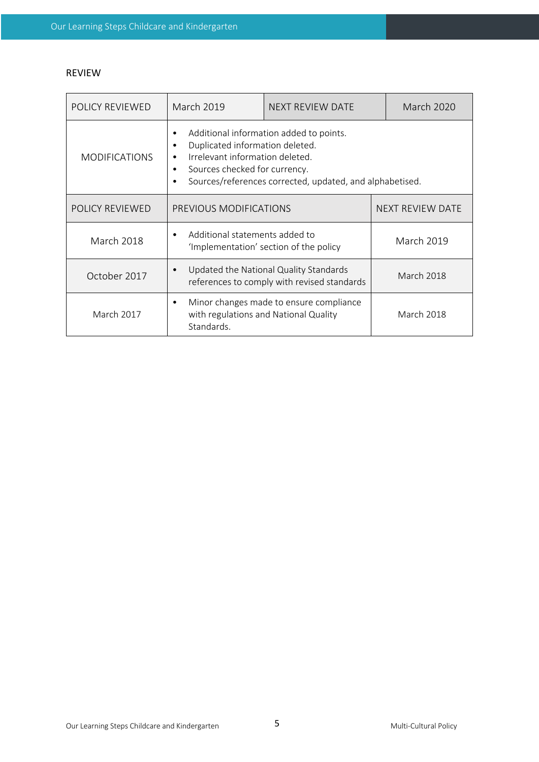## REVIEW

| POLICY REVIEWED | March 2019 | NEXT REVIEW DATE | March 2020 |
|---|---|---|---|
| MODIFICATIONS | • Additional information added to points.<br>• Duplicated information deleted.<br>• Irrelevant information deleted.<br>• Sources checked for currency.<br>• Sources/references corrected, updated, and alphabetised. | | |

| POLICY REVIEWED | PREVIOUS MODIFICATIONS | NEXT REVIEW DATE |
|---|---|---|
| March 2018 | • Additional statements added to 'Implementation' section of the policy | March 2019 |
| October 2017 | • Updated the National Quality Standards references to comply with revised standards | March 2018 |
| March 2017 | • Minor changes made to ensure compliance with regulations and National Quality Standards. | March 2018 |